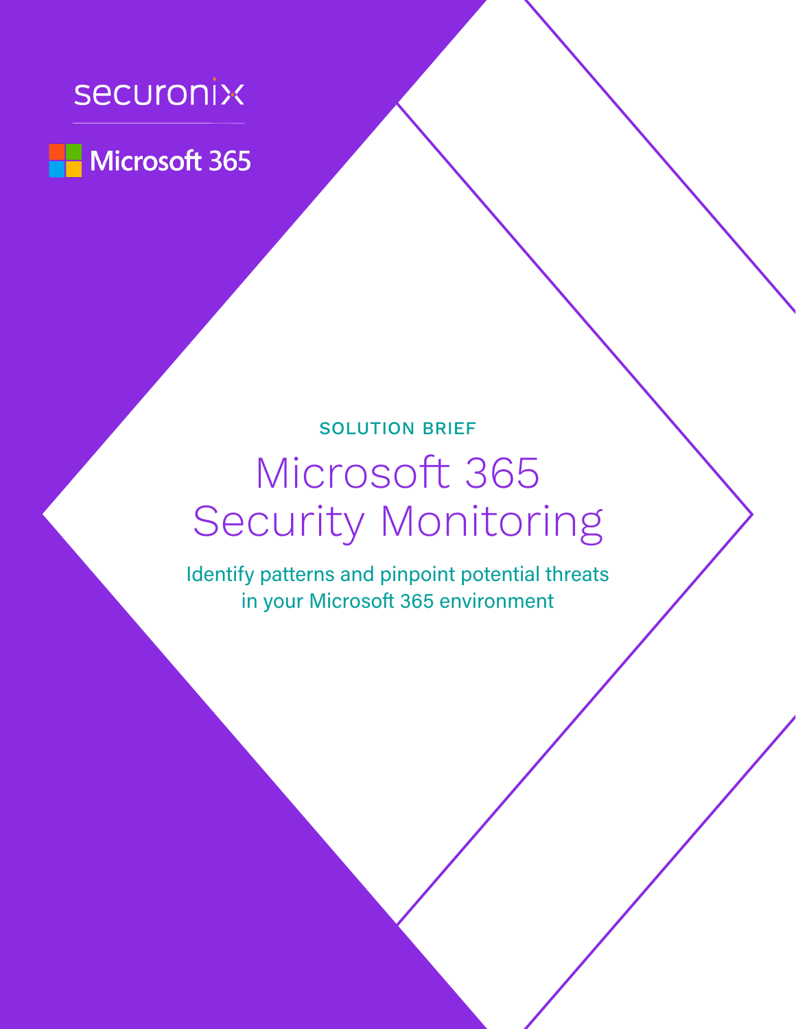securonix

Microsoft 365

SOLUTION BRIEF

# Microsoft 365 Security Monitoring

Identify patterns and pinpoint potential threats in your Microsoft 365 environment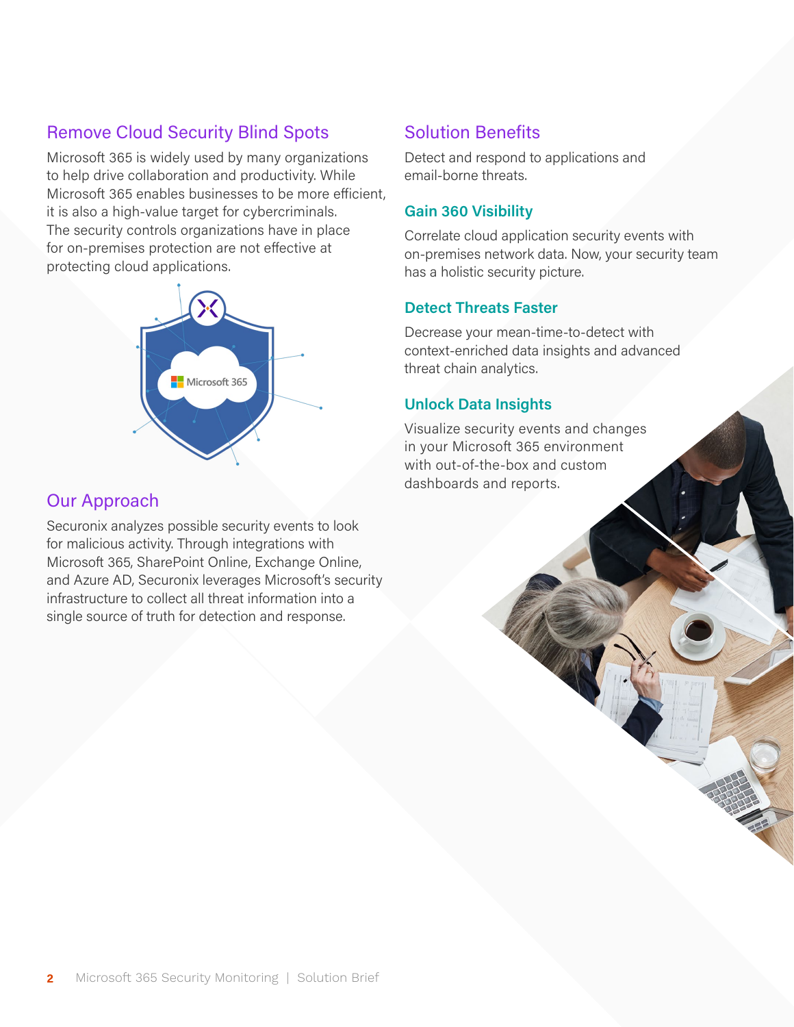## Remove Cloud Security Blind Spots

Microsoft 365 is widely used by many organizations to help drive collaboration and productivity. While Microsoft 365 enables businesses to be more efficient, it is also a high-value target for cybercriminals. The security controls organizations have in place for on-premises protection are not effective at protecting cloud applications.

## Our Approach

Securonix analyzes possible security events to look for malicious activity. Through integrations with Microsoft 365, SharePoint Online, Exchange Online, and Azure AD, Securonix leverages Microsoft's security infrastructure to collect all threat information into a single source of truth for detection and response.

## Solution Benefits

Detect and respond to applications and email-borne threats.

### Gain 360 Visibility

Correlate cloud application security events with on-premises network data. Now, your security team has a holistic security picture.

### Detect Threats Faster

Decrease your mean-time-to-detect with context-enriched data insights and advanced threat chain analytics.

### Unlock Data Insights

Visualize security events and changes in your Microsoft 365 environment with out-of-the-box and custom dashboards and reports.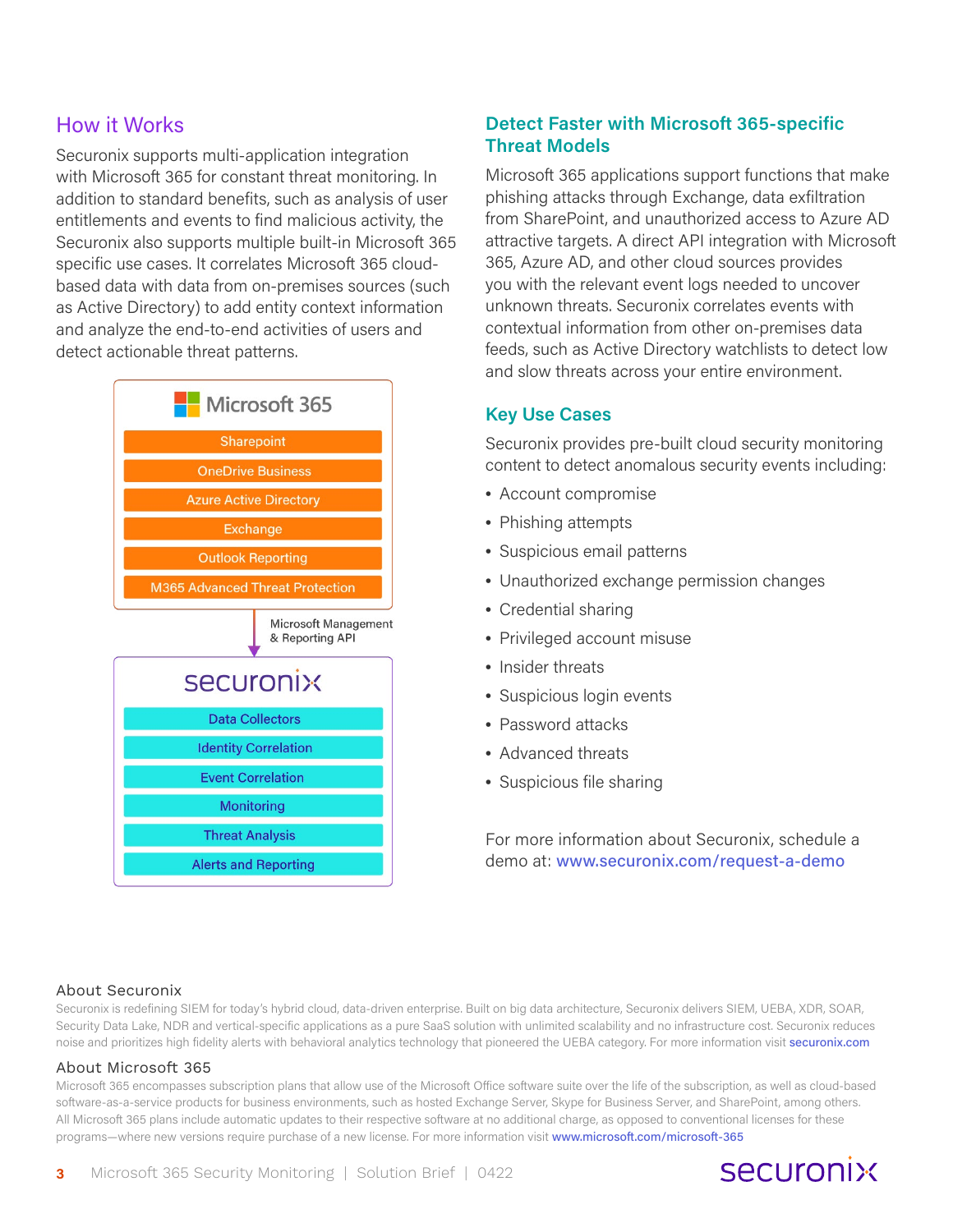## How it Works

Securonix supports multi-application integration with Microsoft 365 for constant threat monitoring. In addition to standard benefits, such as analysis of user entitlements and events to find malicious activity, the Securonix also supports multiple built-in Microsoft 365 specific use cases. It correlates Microsoft 365 cloud-based data with data from on-premises sources (such as Active Directory) to add entity context information and analyze the end-to-end activities of users and detect actionable threat patterns.

Microsoft 365

Sharepoint

OneDrive Business

Azure Active Directory

Exchange

Outlook Reporting

M365 Advanced Threat Protection

Microsoft Management & Reporting API

securonix

Data Collectors

Identity Correlation

Event Correlation

Monitoring

Threat Analysis

Alerts and Reporting

## Detect Faster with Microsoft 365-specific Threat Models

Microsoft 365 applications support functions that make phishing attacks through Exchange, data exfiltration from SharePoint, and unauthorized access to Azure AD attractive targets. A direct API integration with Microsoft 365, Azure AD, and other cloud sources provides you with the relevant event logs needed to uncover unknown threats. Securonix correlates events with contextual information from other on-premises data feeds, such as Active Directory watchlists to detect low and slow threats across your entire environment.

## Key Use Cases

Securonix provides pre-built cloud security monitoring content to detect anomalous security events including:

- Account compromise
- Phishing attempts
- Suspicious email patterns
- Unauthorized exchange permission changes
- Credential sharing
- Privileged account misuse
- Insider threats
- Suspicious login events
- Password attacks
- Advanced threats
- Suspicious file sharing

For more information about Securonix, schedule a demo at: www.securonix.com/request-a-demo

### About Securonix

Securonix is redefining SIEM for today's hybrid cloud, data-driven enterprise. Built on big data architecture, Securonix delivers SIEM, UEBA, XDR, SOAR, Security Data Lake, NDR and vertical-specific applications as a pure SaaS solution with unlimited scalability and no infrastructure cost. Securonix reduces noise and prioritizes high fidelity alerts with behavioral analytics technology that pioneered the UEBA category. For more information visit securonix.com

### About Microsoft 365

Microsoft 365 encompasses subscription plans that allow use of the Microsoft Office software suite over the life of the subscription, as well as cloud-based software-as-a-service products for business environments, such as hosted Exchange Server, Skype for Business Server, and SharePoint, among others. All Microsoft 365 plans include automatic updates to their respective software at no additional charge, as opposed to conventional licenses for these programs—where new versions require purchase of a new license. For more information visit www.microsoft.com/microsoft-365